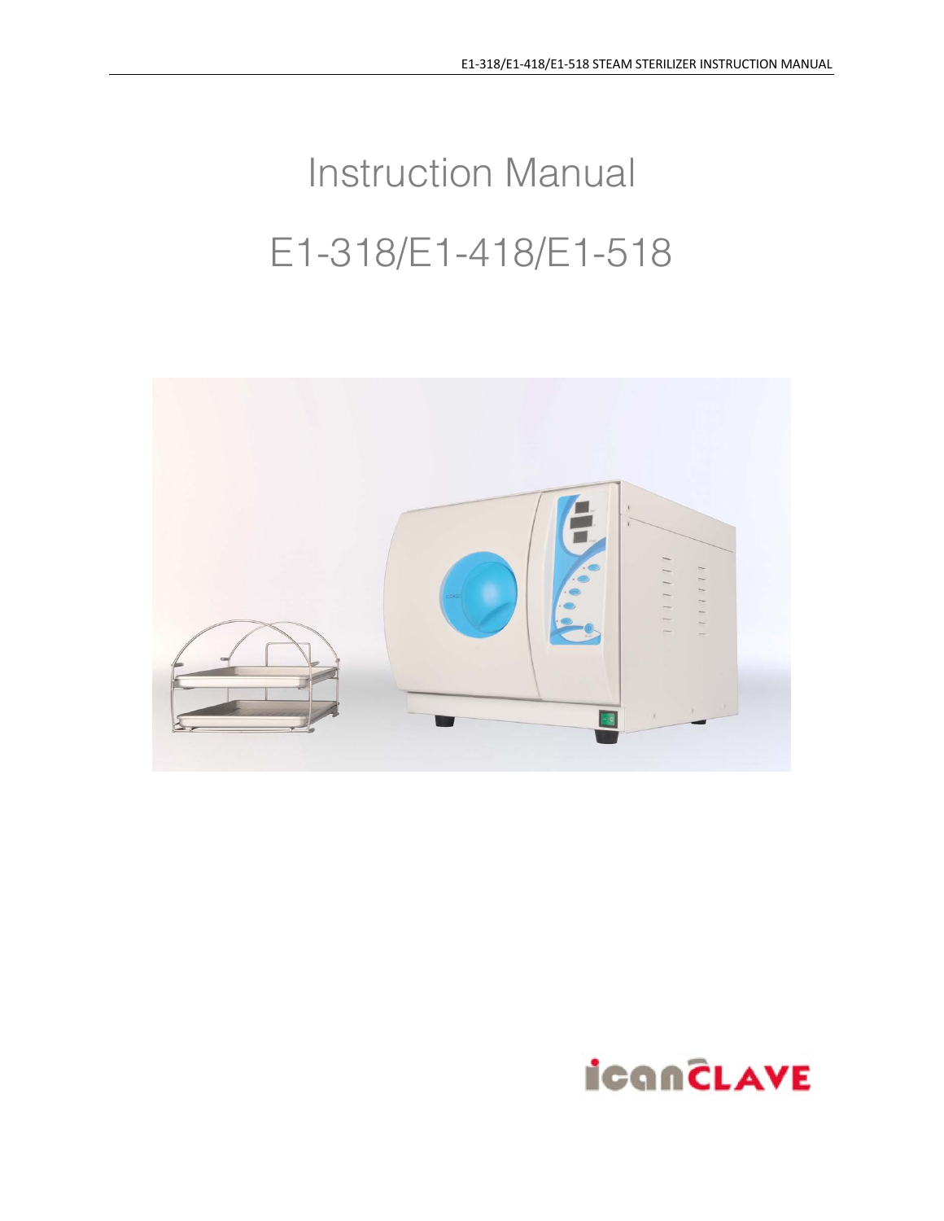# Instruction Manual

# E1-318/E1-418/E1-518

icanCLAVE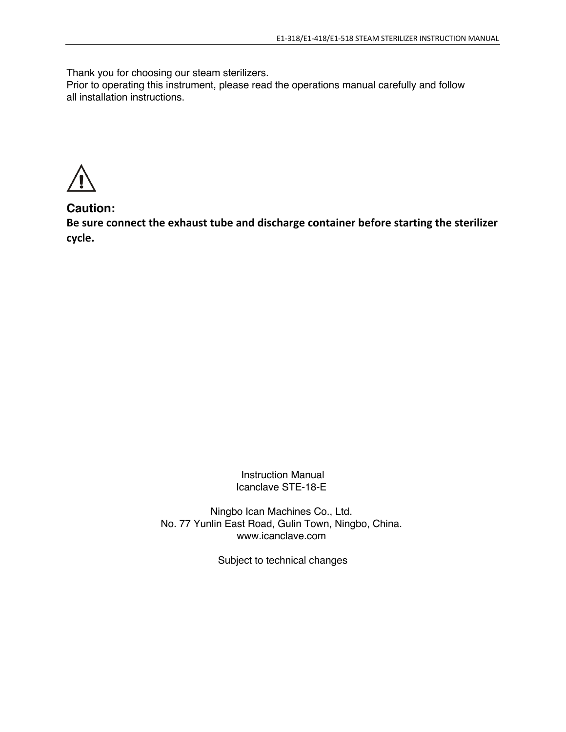Thank you for choosing our steam sterilizers.
Prior to operating this instrument, please read the operations manual carefully and follow all installation instructions.

⚠

**Caution:**

**Be sure connect the exhaust tube and discharge container before starting the sterilizer cycle.**

Instruction Manual
Icanclave STE-18-E

Ningbo Ican Machines Co., Ltd.
No. 77 Yunlin East Road, Gulin Town, Ningbo, China.
www.icanclave.com

Subject to technical changes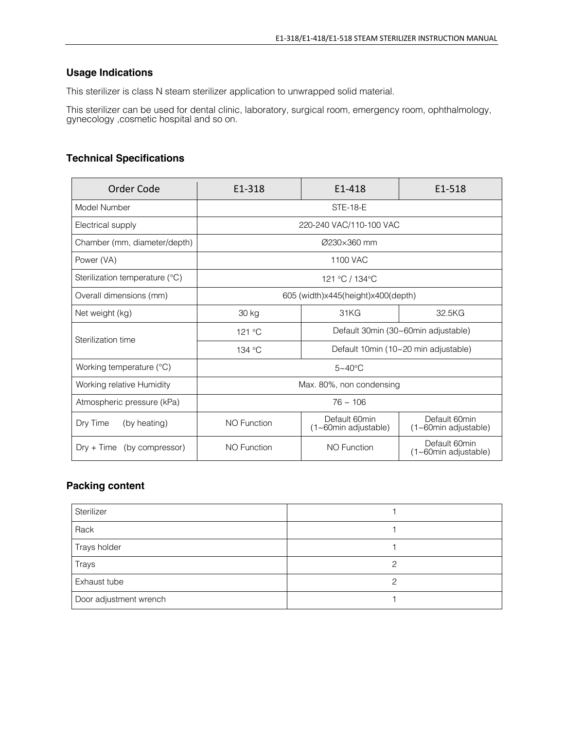## Usage Indications

This sterilizer is class N steam sterilizer application to unwrapped solid material.

This sterilizer can be used for dental clinic, laboratory, surgical room, emergency room, ophthalmology, gynecology ,cosmetic hospital and so on.

## Technical Specifications

| Order Code | | E1-318 | E1-418 | E1-518 |
|---|---|---|---|---|
| Model Number | | STE-18-E | | |
| Electrical supply | | 220-240 VAC/110-100 VAC | | |
| Chamber (mm, diameter/depth) | | Ø230×360 mm | | |
| Power (VA) | | 1100 VAC | | |
| Sterilization temperature (°C) | | 121 °C / 134°C | | |
| Overall dimensions (mm) | | 605 (width)x445(height)x400(depth) | | |
| Net weight (kg) | | 30 kg | 31KG | 32.5KG |
| Sterilization time | 121 °C | Default 30min (30~60min adjustable) | | |
| | 134 °C | Default 10min (10~20 min adjustable) | | |
| Working temperature (°C) | | 5~40°C | | |
| Working relative Humidity | | Max. 80%, non condensing | | |
| Atmospheric pressure (kPa) | | 76 ~ 106 | | |
| Dry Time (by heating) | | NO Function | Default 60min (1~60min adjustable) | Default 60min (1~60min adjustable) |
| Dry + Time (by compressor) | | NO Function | NO Function | Default 60min (1~60min adjustable) |

## Packing content

| Item | Quantity |
|---|---|
| Sterilizer | 1 |
| Rack | 1 |
| Trays holder | 1 |
| Trays | 2 |
| Exhaust tube | 2 |
| Door adjustment wrench | 1 |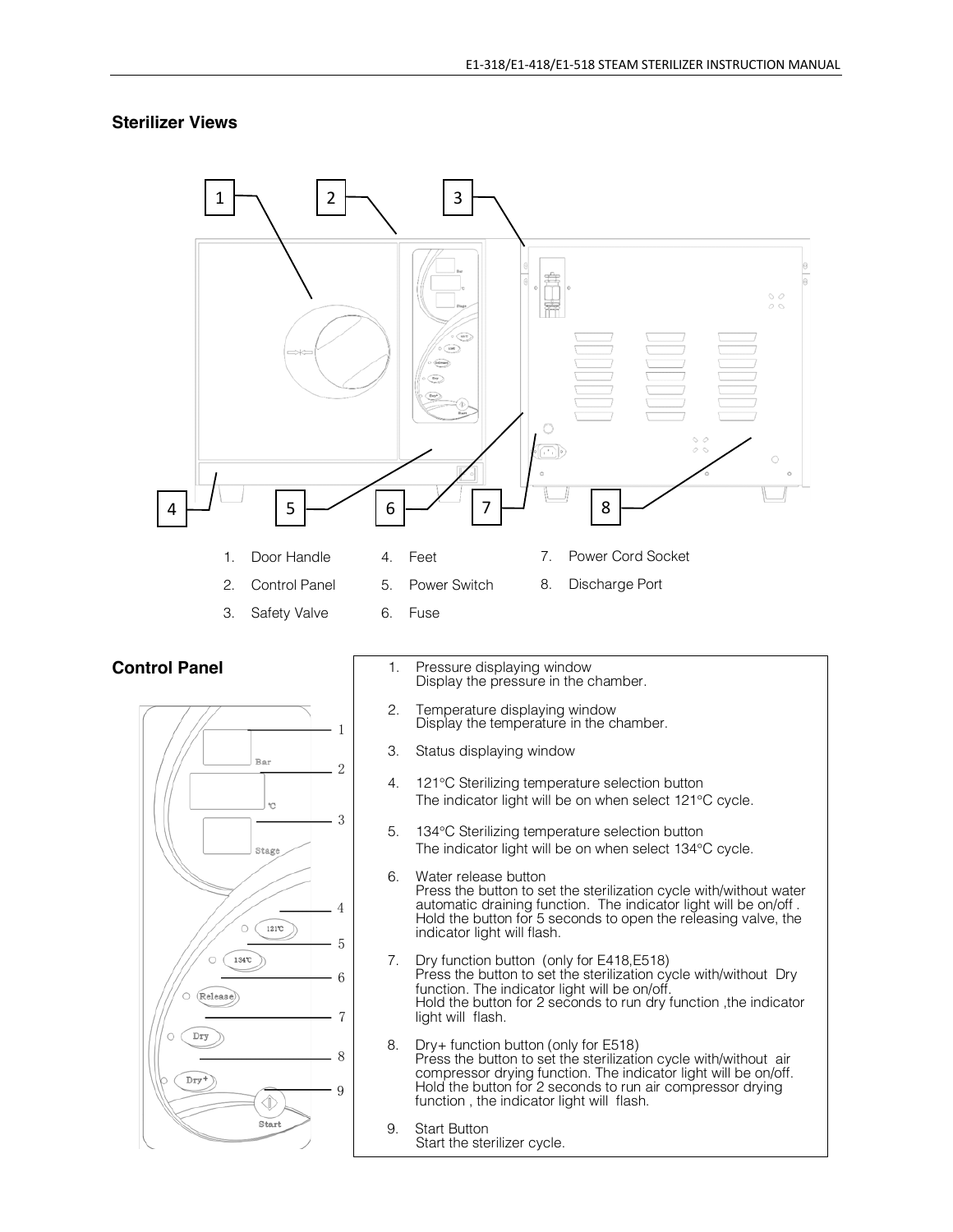## Sterilizer Views

1. Door Handle
2. Control Panel
3. Safety Valve
4. Feet
5. Power Switch
6. Fuse
7. Power Cord Socket
8. Discharge Port

## Control Panel

1. Pressure displaying window
   Display the pressure in the chamber.

2. Temperature displaying window
   Display the temperature in the chamber.

3. Status displaying window

4. 121°C Sterilizing temperature selection button
   The indicator light will be on when select 121°C cycle.

5. 134°C Sterilizing temperature selection button
   The indicator light will be on when select 134°C cycle.

6. Water release button
   Press the button to set the sterilization cycle with/without water automatic draining function. The indicator light will be on/off . Hold the button for 5 seconds to open the releasing valve, the indicator light will flash.

7. Dry function button (only for E418,E518)
   Press the button to set the sterilization cycle with/without Dry function. The indicator light will be on/off.
   Hold the button for 2 seconds to run dry function ,the indicator light will flash.

8. Dry+ function button (only for E518)
   Press the button to set the sterilization cycle with/without air compressor drying function. The indicator light will be on/off. Hold the button for 2 seconds to run air compressor drying function , the indicator light will flash.

9. Start Button
   Start the sterilizer cycle.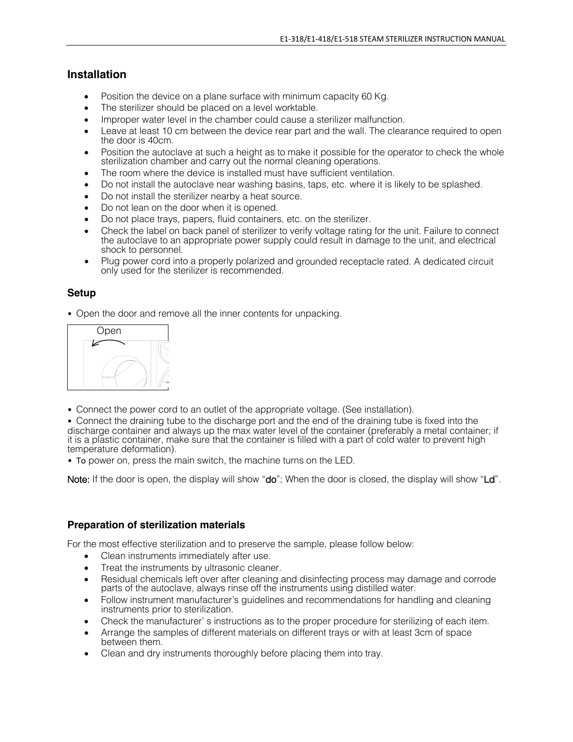## Installation

- Position the device on a plane surface with minimum capacity 60 Kg.
- The sterilizer should be placed on a level worktable.
- Improper water level in the chamber could cause a sterilizer malfunction.
- Leave at least 10 cm between the device rear part and the wall. The clearance required to open the door is 40cm.
- Position the autoclave at such a height as to make it possible for the operator to check the whole sterilization chamber and carry out the normal cleaning operations.
- The room where the device is installed must have sufficient ventilation.
- Do not install the autoclave near washing basins, taps, etc. where it is likely to be splashed.
- Do not install the sterilizer nearby a heat source.
- Do not lean on the door when it is opened.
- Do not place trays, papers, fluid containers, etc. on the sterilizer.
- Check the label on back panel of sterilizer to verify voltage rating for the unit. Failure to connect the autoclave to an appropriate power supply could result in damage to the unit, and electrical shock to personnel.
- Plug power cord into a properly polarized and grounded receptacle rated. A dedicated circuit only used for the sterilizer is recommended.

## Setup

- Open the door and remove all the inner contents for unpacking.

Open

- Connect the power cord to an outlet of the appropriate voltage. (See installation).
- Connect the draining tube to the discharge port and the end of the draining tube is fixed into the discharge container and always up the max water level of the container (preferably a metal container; if it is a plastic container, make sure that the container is filled with a part of cold water to prevent high temperature deformation).
- To power on, press the main switch, the machine turns on the LED.

Note: If the door is open, the display will show "do"; When the door is closed, the display will show "Ld".

## Preparation of sterilization materials

For the most effective sterilization and to preserve the sample, please follow below:

- Clean instruments immediately after use.
- Treat the instruments by ultrasonic cleaner.
- Residual chemicals left over after cleaning and disinfecting process may damage and corrode parts of the autoclave, always rinse off the instruments using distilled water.
- Follow instrument manufacturer's guidelines and recommendations for handling and cleaning instruments prior to sterilization.
- Check the manufacturer' s instructions as to the proper procedure for sterilizing of each item.
- Arrange the samples of different materials on different trays or with at least 3cm of space between them.
- Clean and dry instruments thoroughly before placing them into tray.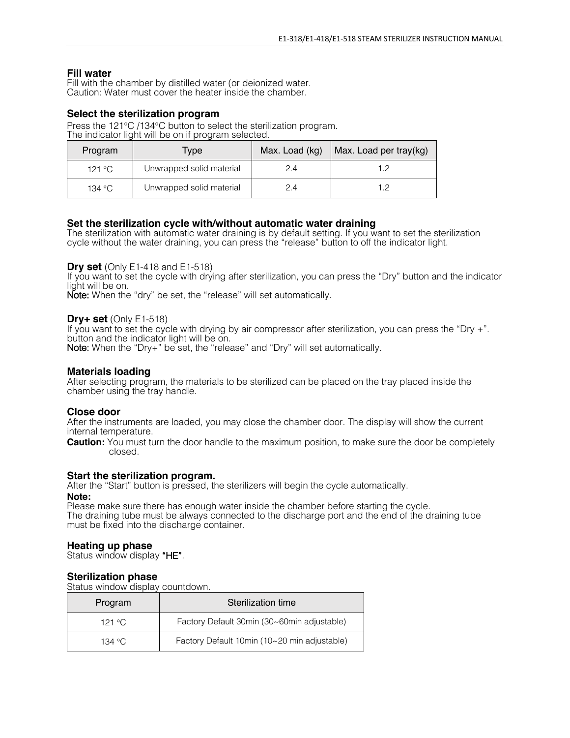### Fill water

Fill with the chamber by distilled water (or deionized water.
Caution: Water must cover the heater inside the chamber.

### Select the sterilization program

Press the 121°C /134°C button to select the sterilization program.
The indicator light will be on if program selected.

| Program | Type | Max. Load (kg) | Max. Load per tray(kg) |
|---|---|---|---|
| 121 °C | Unwrapped solid material | 2.4 | 1.2 |
| 134 °C | Unwrapped solid material | 2.4 | 1.2 |

### Set the sterilization cycle with/without automatic water draining

The sterilization with automatic water draining is by default setting. If you want to set the sterilization cycle without the water draining, you can press the "release" button to off the indicator light.

### Dry set (Only E1-418 and E1-518)

If you want to set the cycle with drying after sterilization, you can press the "Dry" button and the indicator light will be on.
**Note:** When the "dry" be set, the "release" will set automatically.

### Dry+ set (Only E1-518)

If you want to set the cycle with drying by air compressor after sterilization, you can press the "Dry +". button and the indicator light will be on.
**Note:** When the "Dry+" be set, the "release" and "Dry" will set automatically.

### Materials loading

After selecting program, the materials to be sterilized can be placed on the tray placed inside the chamber using the tray handle.

### Close door

After the instruments are loaded, you may close the chamber door. The display will show the current internal temperature.
**Caution:** You must turn the door handle to the maximum position, to make sure the door be completely closed.

### Start the sterilization program.

After the "Start" button is pressed, the sterilizers will begin the cycle automatically.

**Note:**
Please make sure there has enough water inside the chamber before starting the cycle.
The draining tube must be always connected to the discharge port and the end of the draining tube must be fixed into the discharge container.

### Heating up phase

Status window display **"HE"**.

### Sterilization phase

Status window display countdown.

| Program | Sterilization time |
|---|---|
| 121 °C | Factory Default 30min (30~60min adjustable) |
| 134 °C | Factory Default 10min (10~20 min adjustable) |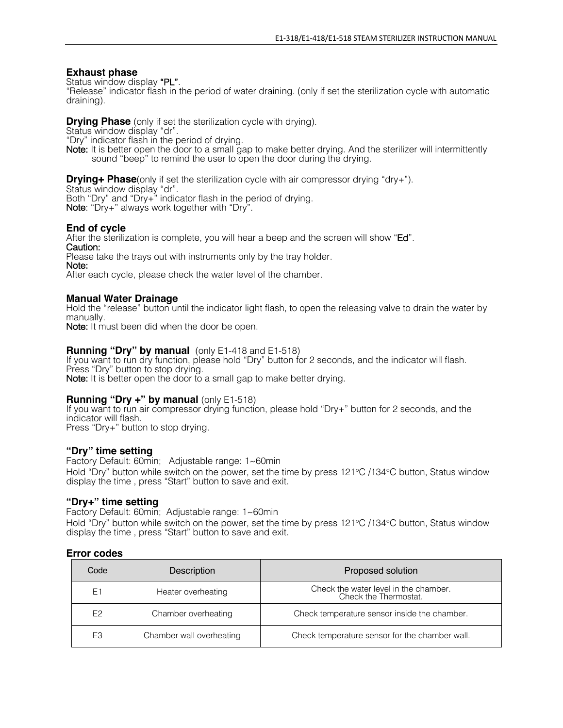### Exhaust phase

Status window display **"PL"**.
"Release" indicator flash in the period of water draining. (only if set the sterilization cycle with automatic draining).

### Drying Phase (only if set the sterilization cycle with drying).

Status window display "dr".
"Dry" indicator flash in the period of drying.
**Note:** It is better open the door to a small gap to make better drying. And the sterilizer will intermittently sound "beep" to remind the user to open the door during the drying.

### Drying+ Phase(only if set the sterilization cycle with air compressor drying "dry+").

Status window display "dr".
Both "Dry" and "Dry+" indicator flash in the period of drying.
**Note**: "Dry+" always work together with "Dry".

### End of cycle

After the sterilization is complete, you will hear a beep and the screen will show "**Ed**".
**Caution:**
Please take the trays out with instruments only by the tray holder.
**Note:**
After each cycle, please check the water level of the chamber.

### Manual Water Drainage

Hold the "release" button until the indicator light flash, to open the releasing valve to drain the water by manually.
**Note:** It must been did when the door be open.

### Running "Dry" by manual (only E1-418 and E1-518)

If you want to run dry function, please hold "Dry" button for 2 seconds, and the indicator will flash.
Press "Dry" button to stop drying.
**Note:** It is better open the door to a small gap to make better drying.

### Running "Dry +" by manual (only E1-518)

If you want to run air compressor drying function, please hold "Dry+" button for 2 seconds, and the indicator will flash.
Press "Dry+" button to stop drying.

### "Dry" time setting

Factory Default: 60min;   Adjustable range: 1~60min
Hold "Dry" button while switch on the power, set the time by press 121°C /134°C button, Status window display the time , press "Start" button to save and exit.

### "Dry+" time setting

Factory Default: 60min;  Adjustable range: 1~60min
Hold "Dry" button while switch on the power, set the time by press 121°C /134°C button, Status window display the time , press "Start" button to save and exit.

### Error codes

| Code | Description | Proposed solution |
|---|---|---|
| E1 | Heater overheating | Check the water level in the chamber. Check the Thermostat. |
| E2 | Chamber overheating | Check temperature sensor inside the chamber. |
| E3 | Chamber wall overheating | Check temperature sensor for the chamber wall. |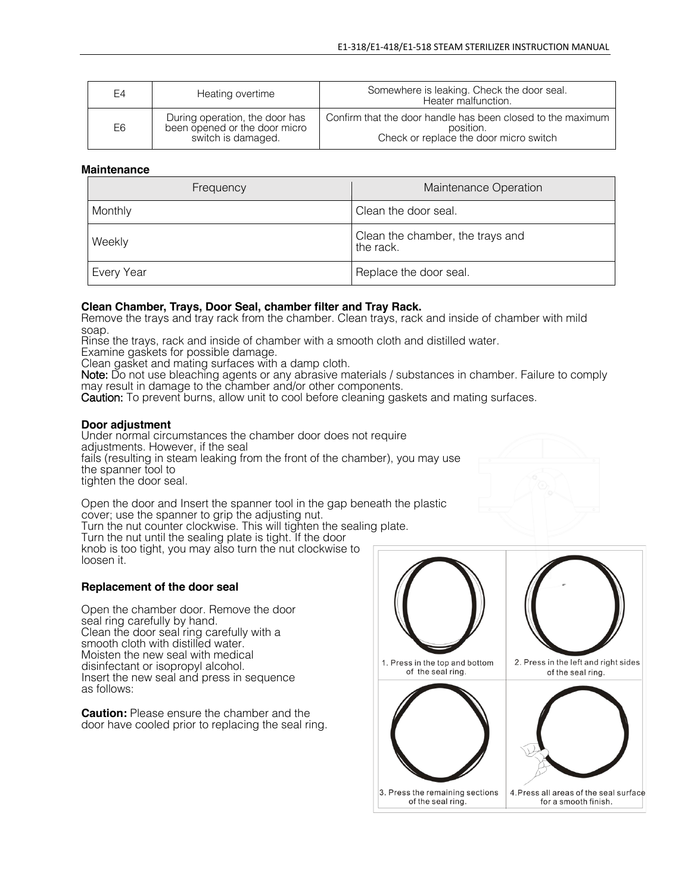| | | |
|---|---|---|
| E4 | Heating overtime | Somewhere is leaking. Check the door seal.<br>Heater malfunction. |
| E6 | During operation, the door has been opened or the door micro switch is damaged. | Confirm that the door handle has been closed to the maximum position.<br>Check or replace the door micro switch |

**Maintenance**

| Frequency | Maintenance Operation |
|---|---|
| Monthly | Clean the door seal. |
| Weekly | Clean the chamber, the trays and the rack. |
| Every Year | Replace the door seal. |

**Clean Chamber, Trays, Door Seal, chamber filter and Tray Rack.**

Remove the trays and tray rack from the chamber. Clean trays, rack and inside of chamber with mild soap.
Rinse the trays, rack and inside of chamber with a smooth cloth and distilled water.
Examine gaskets for possible damage.
Clean gasket and mating surfaces with a damp cloth.
**Note:** Do not use bleaching agents or any abrasive materials / substances in chamber. Failure to comply may result in damage to the chamber and/or other components.
**Caution:** To prevent burns, allow unit to cool before cleaning gaskets and mating surfaces.

**Door adjustment**

Under normal circumstances the chamber door does not require adjustments. However, if the seal fails (resulting in steam leaking from the front of the chamber), you may use the spanner tool to tighten the door seal.

Open the door and Insert the spanner tool in the gap beneath the plastic cover; use the spanner to grip the adjusting nut.
Turn the nut counter clockwise. This will tighten the sealing plate.
Turn the nut until the sealing plate is tight. If the door knob is too tight, you may also turn the nut clockwise to loosen it.

**Replacement of the door seal**

Open the chamber door. Remove the door seal ring carefully by hand.
Clean the door seal ring carefully with a smooth cloth with distilled water.
Moisten the new seal with medical disinfectant or isopropyl alcohol.
Insert the new seal and press in sequence as follows:

**Caution:** Please ensure the chamber and the door have cooled prior to replacing the seal ring.

1. Press in the top and bottom of the seal ring.

2. Press in the left and right sides of the seal ring.

3. Press the remaining sections of the seal ring.

4. Press all areas of the seal surface for a smooth finish.